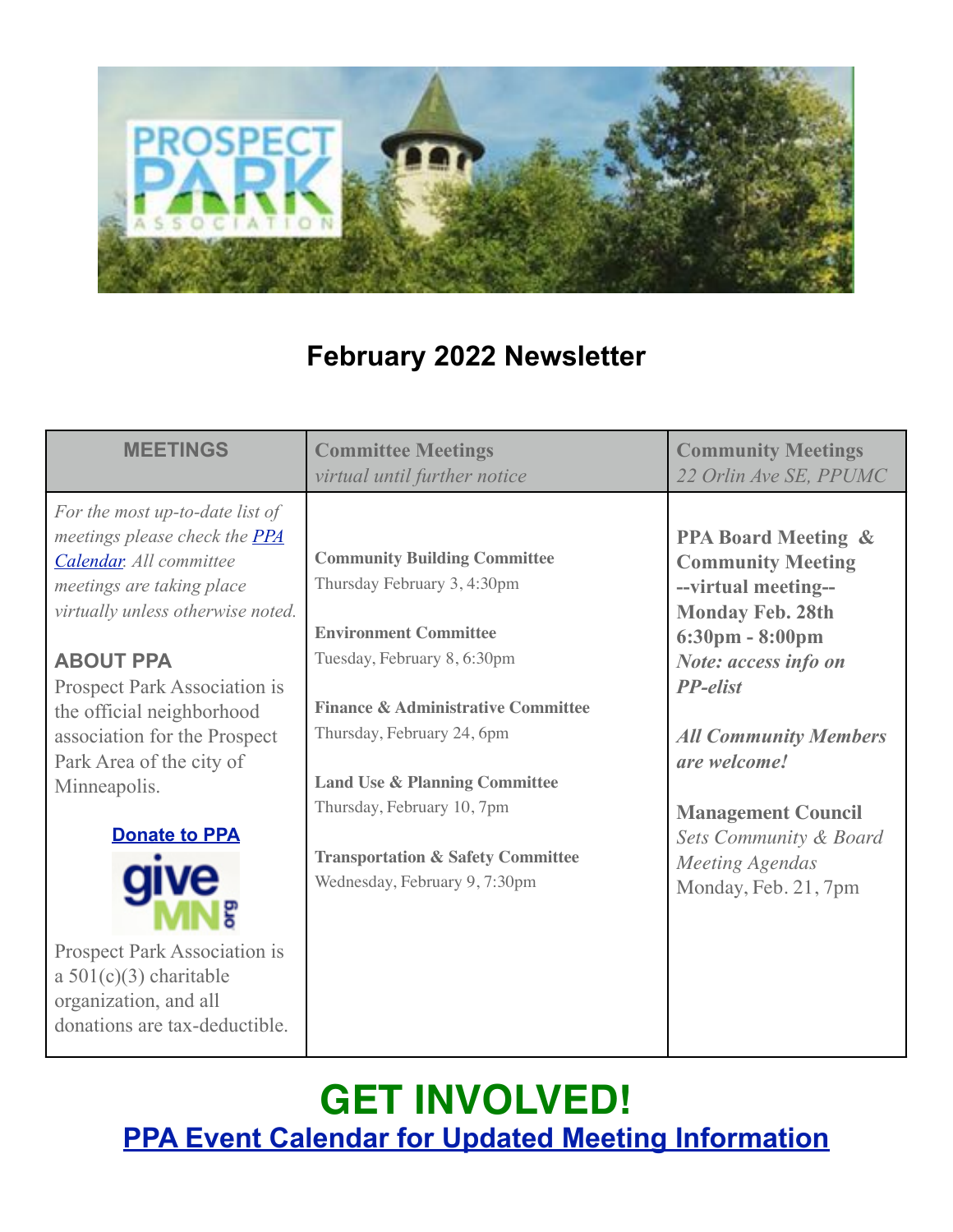# February 2022 Newsletter

| MEETINGS | Committee Meetings<br>*virtual until further notice* | Community Meetings<br>*22 Orlin Ave SE, PPUMC* |
|---|---|---|
| *For the most up-to-date list of meetings please check the PPA Calendar. All committee meetings are taking place virtually unless otherwise noted.*<br><br>**ABOUT PPA**<br>Prospect Park Association is the official neighborhood association for the Prospect Park Area of the city of Minneapolis.<br><br>**Donate to PPA**<br><br>Prospect Park Association is a 501(c)(3) charitable organization, and all donations are tax-deductible. | **Community Building Committee**<br>Thursday February 3, 4:30pm<br><br>**Environment Committee**<br>Tuesday, February 8, 6:30pm<br><br>**Finance & Administrative Committee**<br>Thursday, February 24, 6pm<br><br>**Land Use & Planning Committee**<br>Thursday, February 10, 7pm<br><br>**Transportation & Safety Committee**<br>Wednesday, February 9, 7:30pm | **PPA Board Meeting & Community Meeting --virtual meeting-- Monday Feb. 28th 6:30pm - 8:00pm**<br>***Note: access info on PP-elist***<br><br>***All Community Members are welcome!***<br><br>**Management Council**<br>*Sets Community & Board Meeting Agendas*<br>Monday, Feb. 21, 7pm |

# GET INVOLVED!

## PPA Event Calendar for Updated Meeting Information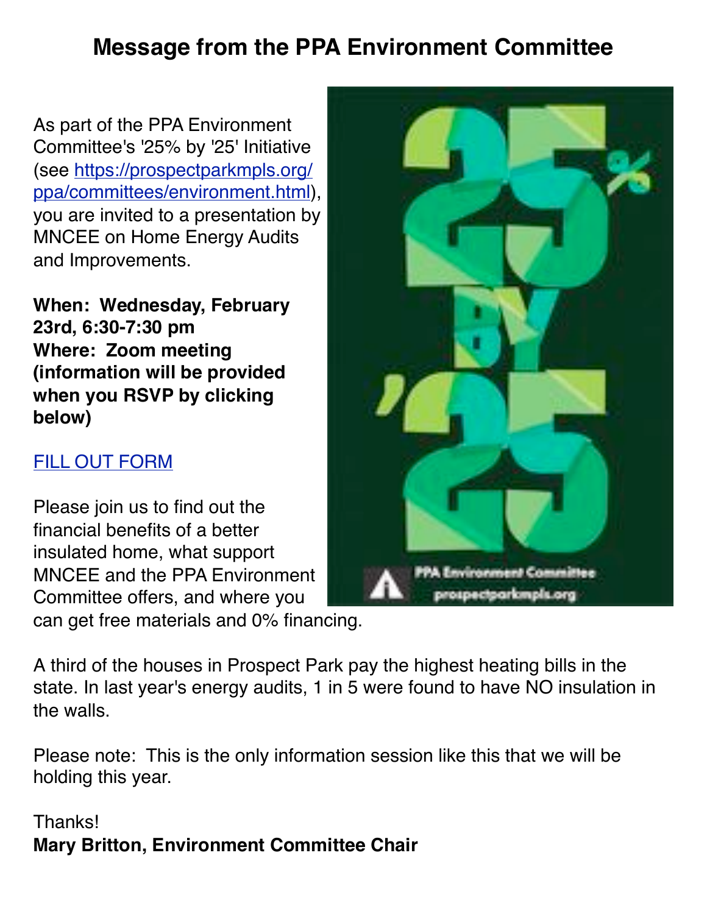# Message from the PPA Environment Committee

As part of the PPA Environment Committee's '25% by '25' Initiative (see [https://prospectparkmpls.org/ppa/committees/environment.html](https://prospectparkmpls.org/ppa/committees/environment.html)), you are invited to a presentation by MNCEE on Home Energy Audits and Improvements.

**When: Wednesday, February 23rd, 6:30-7:30 pm**
**Where: Zoom meeting (information will be provided when you RSVP by clicking below)**

[FILL OUT FORM]()

Please join us to find out the financial benefits of a better insulated home, what support MNCEE and the PPA Environment Committee offers, and where you can get free materials and 0% financing.

A third of the houses in Prospect Park pay the highest heating bills in the state. In last year's energy audits, 1 in 5 were found to have NO insulation in the walls.

Please note: This is the only information session like this that we will be holding this year.

Thanks!
**Mary Britton, Environment Committee Chair**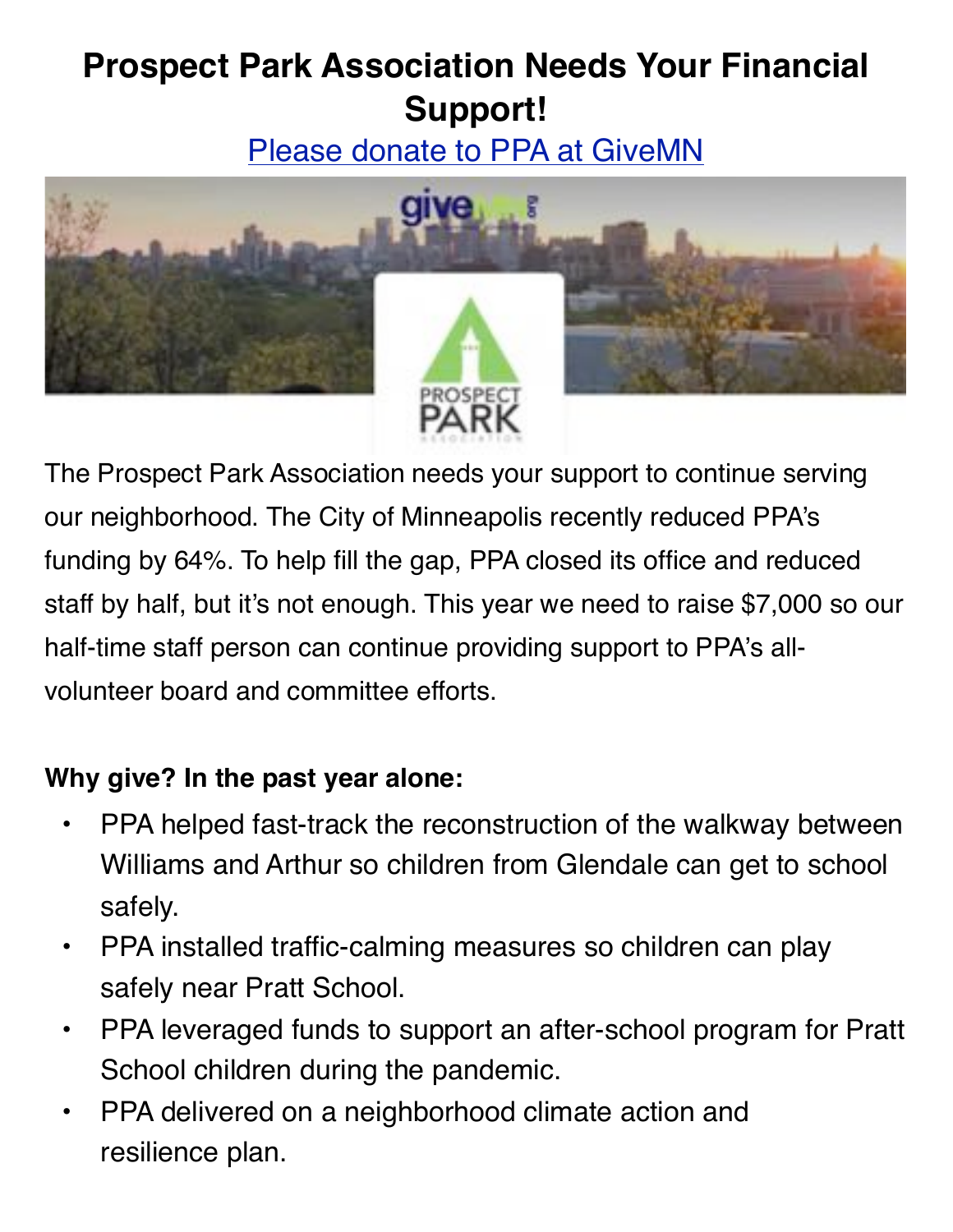# Prospect Park Association Needs Your Financial Support!

[Please donate to PPA at GiveMN]

The Prospect Park Association needs your support to continue serving our neighborhood. The City of Minneapolis recently reduced PPA's funding by 64%. To help fill the gap, PPA closed its office and reduced staff by half, but it's not enough. This year we need to raise $7,000 so our half-time staff person can continue providing support to PPA's all-volunteer board and committee efforts.

**Why give? In the past year alone:**

- PPA helped fast-track the reconstruction of the walkway between Williams and Arthur so children from Glendale can get to school safely.
- PPA installed traffic-calming measures so children can play safely near Pratt School.
- PPA leveraged funds to support an after-school program for Pratt School children during the pandemic.
- PPA delivered on a neighborhood climate action and resilience plan.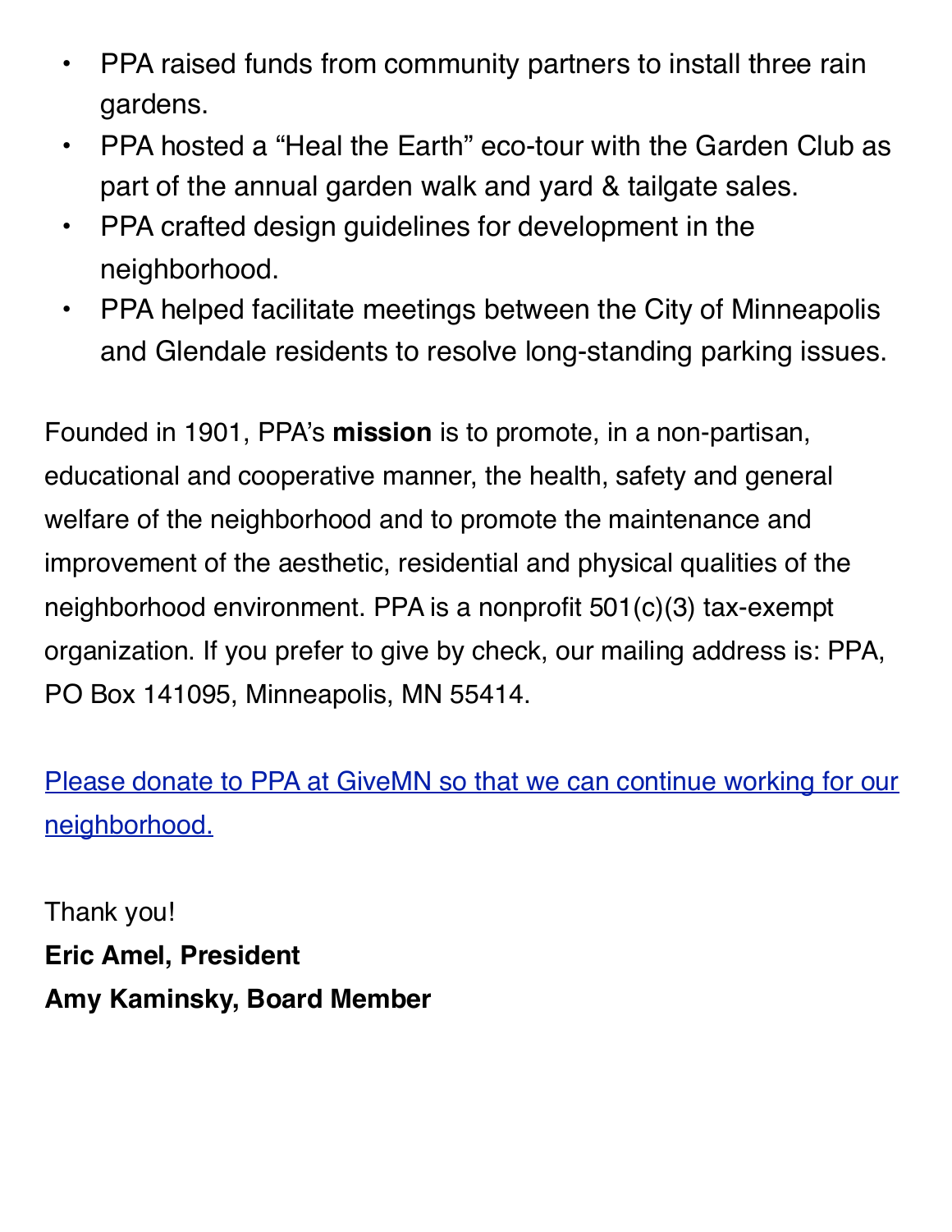- PPA raised funds from community partners to install three rain gardens.
- PPA hosted a “Heal the Earth” eco-tour with the Garden Club as part of the annual garden walk and yard & tailgate sales.
- PPA crafted design guidelines for development in the neighborhood.
- PPA helped facilitate meetings between the City of Minneapolis and Glendale residents to resolve long-standing parking issues.

Founded in 1901, PPA’s **mission** is to promote, in a non-partisan, educational and cooperative manner, the health, safety and general welfare of the neighborhood and to promote the maintenance and improvement of the aesthetic, residential and physical qualities of the neighborhood environment. PPA is a nonprofit 501(c)(3) tax-exempt organization. If you prefer to give by check, our mailing address is: PPA, PO Box 141095, Minneapolis, MN 55414.

Please donate to PPA at GiveMN so that we can continue working for our neighborhood.

Thank you!

**Eric Amel, President**

**Amy Kaminsky, Board Member**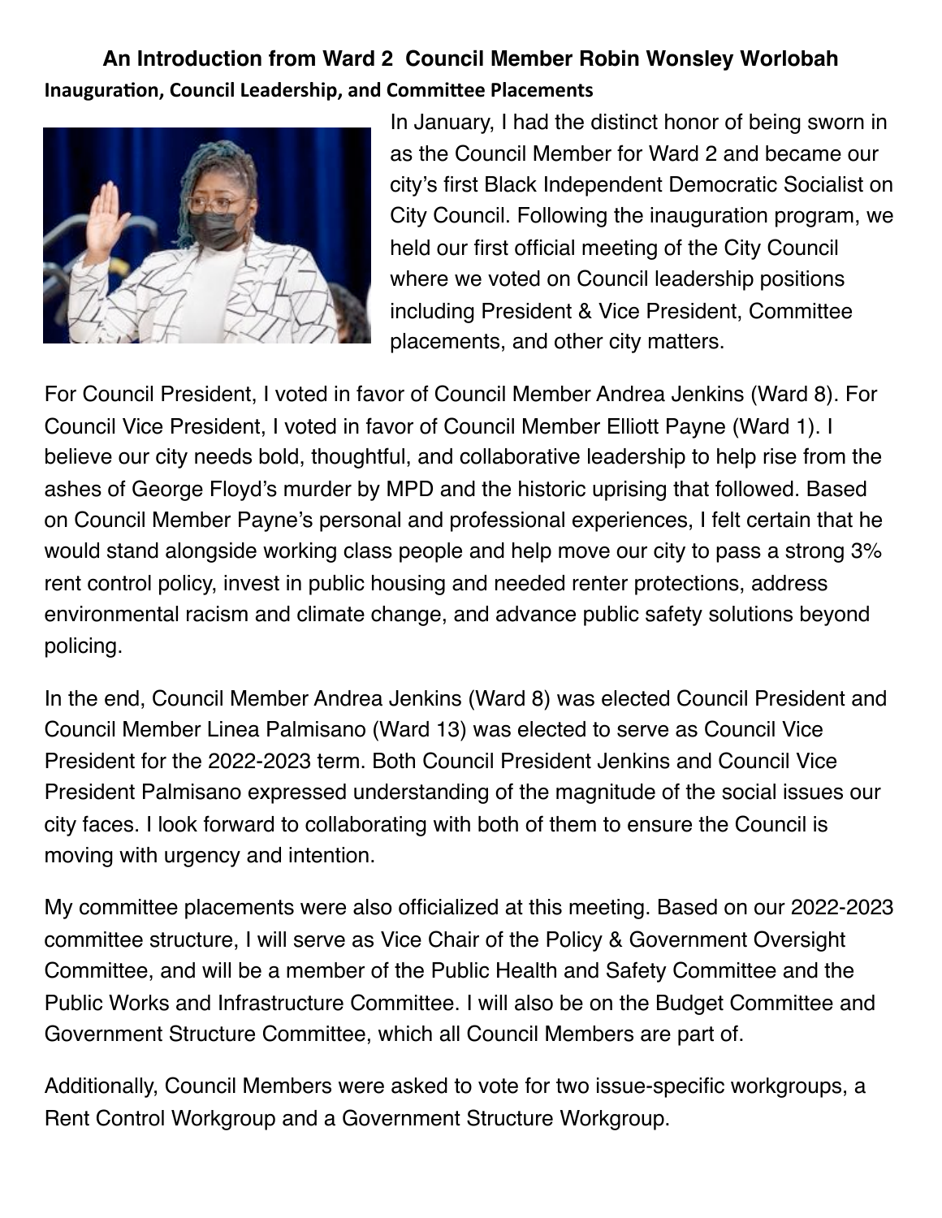## An Introduction from Ward 2 Council Member Robin Wonsley Worlobah

### Inauguration, Council Leadership, and Committee Placements

In January, I had the distinct honor of being sworn in as the Council Member for Ward 2 and became our city's first Black Independent Democratic Socialist on City Council. Following the inauguration program, we held our first official meeting of the City Council where we voted on Council leadership positions including President & Vice President, Committee placements, and other city matters.

For Council President, I voted in favor of Council Member Andrea Jenkins (Ward 8). For Council Vice President, I voted in favor of Council Member Elliott Payne (Ward 1). I believe our city needs bold, thoughtful, and collaborative leadership to help rise from the ashes of George Floyd's murder by MPD and the historic uprising that followed. Based on Council Member Payne's personal and professional experiences, I felt certain that he would stand alongside working class people and help move our city to pass a strong 3% rent control policy, invest in public housing and needed renter protections, address environmental racism and climate change, and advance public safety solutions beyond policing.

In the end, Council Member Andrea Jenkins (Ward 8) was elected Council President and Council Member Linea Palmisano (Ward 13) was elected to serve as Council Vice President for the 2022-2023 term. Both Council President Jenkins and Council Vice President Palmisano expressed understanding of the magnitude of the social issues our city faces. I look forward to collaborating with both of them to ensure the Council is moving with urgency and intention.

My committee placements were also officialized at this meeting. Based on our 2022-2023 committee structure, I will serve as Vice Chair of the Policy & Government Oversight Committee, and will be a member of the Public Health and Safety Committee and the Public Works and Infrastructure Committee. I will also be on the Budget Committee and Government Structure Committee, which all Council Members are part of.

Additionally, Council Members were asked to vote for two issue-specific workgroups, a Rent Control Workgroup and a Government Structure Workgroup.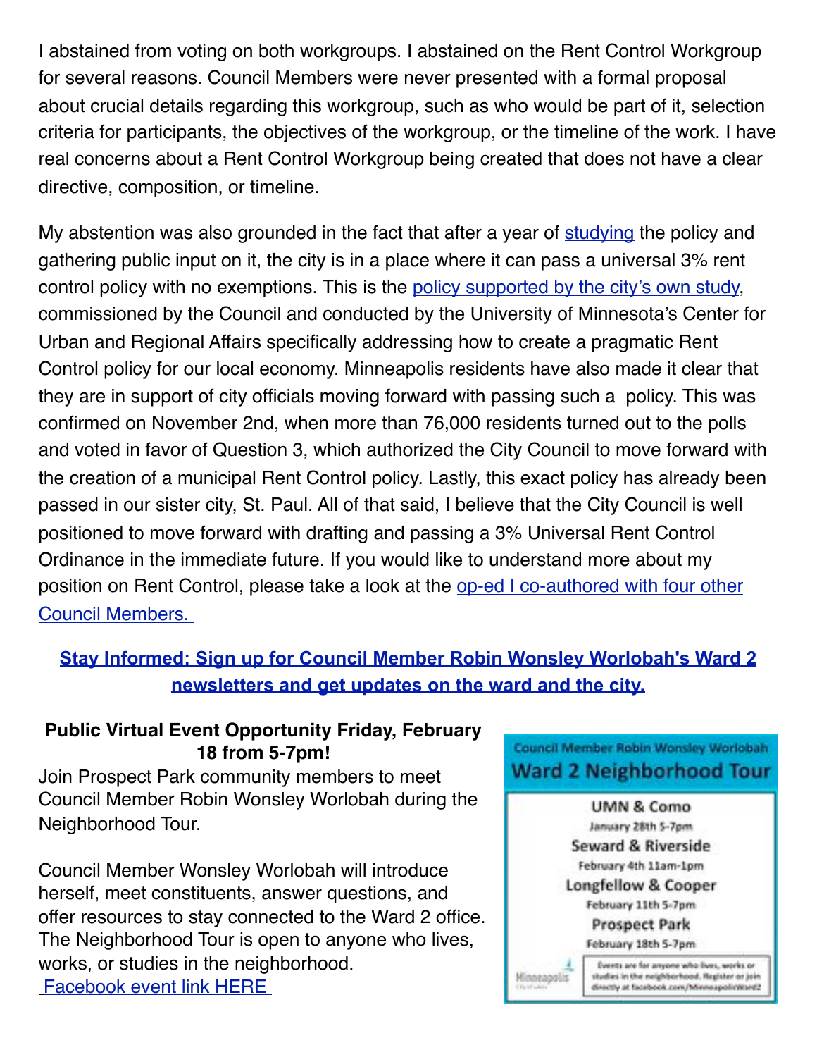I abstained from voting on both workgroups. I abstained on the Rent Control Workgroup for several reasons. Council Members were never presented with a formal proposal about crucial details regarding this workgroup, such as who would be part of it, selection criteria for participants, the objectives of the workgroup, or the timeline of the work. I have real concerns about a Rent Control Workgroup being created that does not have a clear directive, composition, or timeline.

My abstention was also grounded in the fact that after a year of studying the policy and gathering public input on it, the city is in a place where it can pass a universal 3% rent control policy with no exemptions. This is the policy supported by the city's own study, commissioned by the Council and conducted by the University of Minnesota's Center for Urban and Regional Affairs specifically addressing how to create a pragmatic Rent Control policy for our local economy. Minneapolis residents have also made it clear that they are in support of city officials moving forward with passing such a policy. This was confirmed on November 2nd, when more than 76,000 residents turned out to the polls and voted in favor of Question 3, which authorized the City Council to move forward with the creation of a municipal Rent Control policy. Lastly, this exact policy has already been passed in our sister city, St. Paul. All of that said, I believe that the City Council is well positioned to move forward with drafting and passing a 3% Universal Rent Control Ordinance in the immediate future. If you would like to understand more about my position on Rent Control, please take a look at the op-ed I co-authored with four other Council Members.

**Stay Informed: Sign up for Council Member Robin Wonsley Worlobah's Ward 2 newsletters and get updates on the ward and the city.**

**Public Virtual Event Opportunity Friday, February 18 from 5-7pm!**

Join Prospect Park community members to meet Council Member Robin Wonsley Worlobah during the Neighborhood Tour.

Council Member Wonsley Worlobah will introduce herself, meet constituents, answer questions, and offer resources to stay connected to the Ward 2 office. The Neighborhood Tour is open to anyone who lives, works, or studies in the neighborhood.

Facebook event link HERE

Council Member Robin Wonsley Worlobah
Ward 2 Neighborhood Tour

UMN & Como
January 28th 5-7pm
Seward & Riverside
February 4th 11am-1pm
Longfellow & Cooper
February 11th 5-7pm
Prospect Park
February 18th 5-7pm

Minneapolis
Events are for anyone who lives, works or studies in the neighborhood. Register or join directly at facebook.com/MinneapolisWard2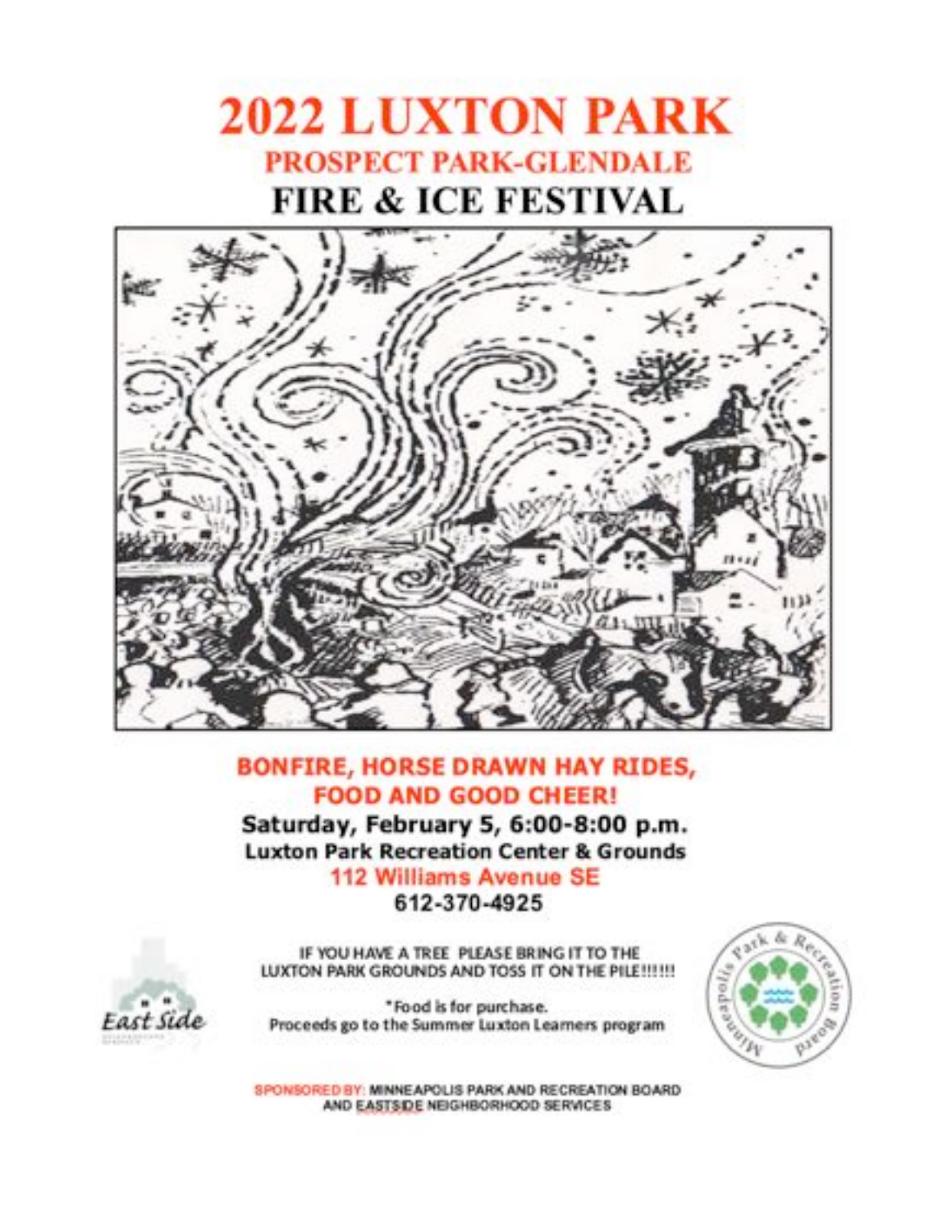# 2022 LUXTON PARK

## PROSPECT PARK-GLENDALE

## FIRE & ICE FESTIVAL

**BONFIRE, HORSE DRAWN HAY RIDES, FOOD AND GOOD CHEER!**

**Saturday, February 5, 6:00-8:00 p.m.**

**Luxton Park Recreation Center & Grounds**

**112 Williams Avenue SE**

**612-370-4925**

IF YOU HAVE A TREE PLEASE BRING IT TO THE LUXTON PARK GROUNDS AND TOSS IT ON THE PILE!!!!!!

*Food is for purchase.
Proceeds go to the Summer Luxton Learners program

East Side

Minneapolis Park & Recreation Board

SPONSORED BY: MINNEAPOLIS PARK AND RECREATION BOARD AND EASTSIDE NEIGHBORHOOD SERVICES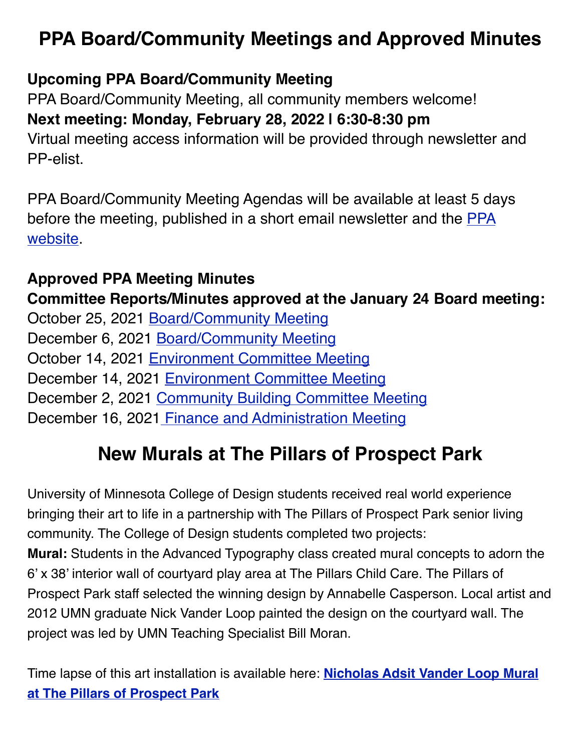# PPA Board/Community Meetings and Approved Minutes

**Upcoming PPA Board/Community Meeting**

PPA Board/Community Meeting, all community members welcome!

**Next meeting: Monday, February 28, 2022 | 6:30-8:30 pm**

Virtual meeting access information will be provided through newsletter and PP-elist.

PPA Board/Community Meeting Agendas will be available at least 5 days before the meeting, published in a short email newsletter and the PPA website.

**Approved PPA Meeting Minutes**

**Committee Reports/Minutes approved at the January 24 Board meeting:**

October 25, 2021 Board/Community Meeting
December 6, 2021 Board/Community Meeting
October 14, 2021 Environment Committee Meeting
December 14, 2021 Environment Committee Meeting
December 2, 2021 Community Building Committee Meeting
December 16, 2021 Finance and Administration Meeting

# New Murals at The Pillars of Prospect Park

University of Minnesota College of Design students received real world experience bringing their art to life in a partnership with The Pillars of Prospect Park senior living community. The College of Design students completed two projects:

**Mural:** Students in the Advanced Typography class created mural concepts to adorn the 6' x 38' interior wall of courtyard play area at The Pillars Child Care. The Pillars of Prospect Park staff selected the winning design by Annabelle Casperson. Local artist and 2012 UMN graduate Nick Vander Loop painted the design on the courtyard wall. The project was led by UMN Teaching Specialist Bill Moran.

Time lapse of this art installation is available here: **Nicholas Adsit Vander Loop Mural at The Pillars of Prospect Park**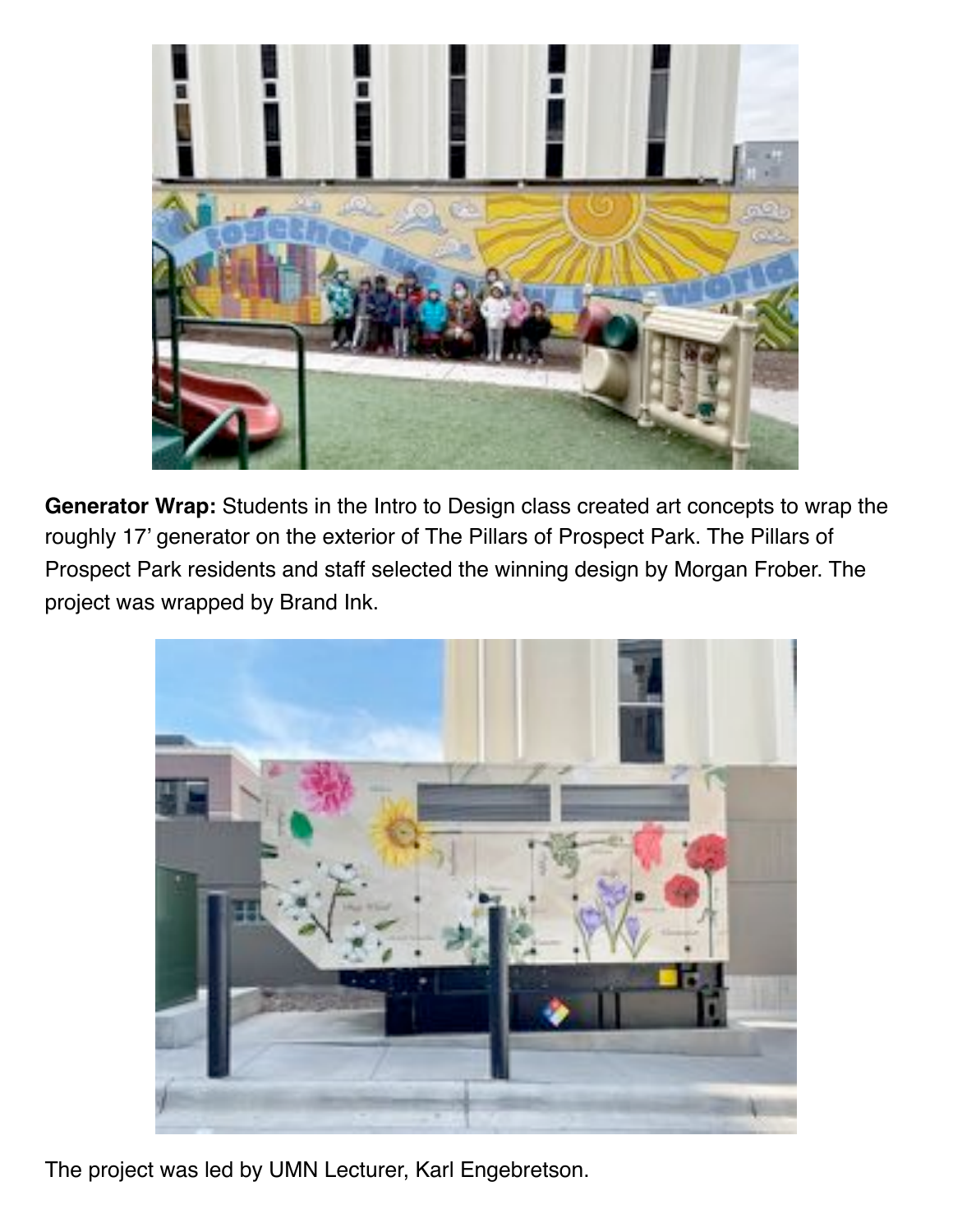**Generator Wrap:** Students in the Intro to Design class created art concepts to wrap the roughly 17' generator on the exterior of The Pillars of Prospect Park. The Pillars of Prospect Park residents and staff selected the winning design by Morgan Frober. The project was wrapped by Brand Ink.

The project was led by UMN Lecturer, Karl Engebretson.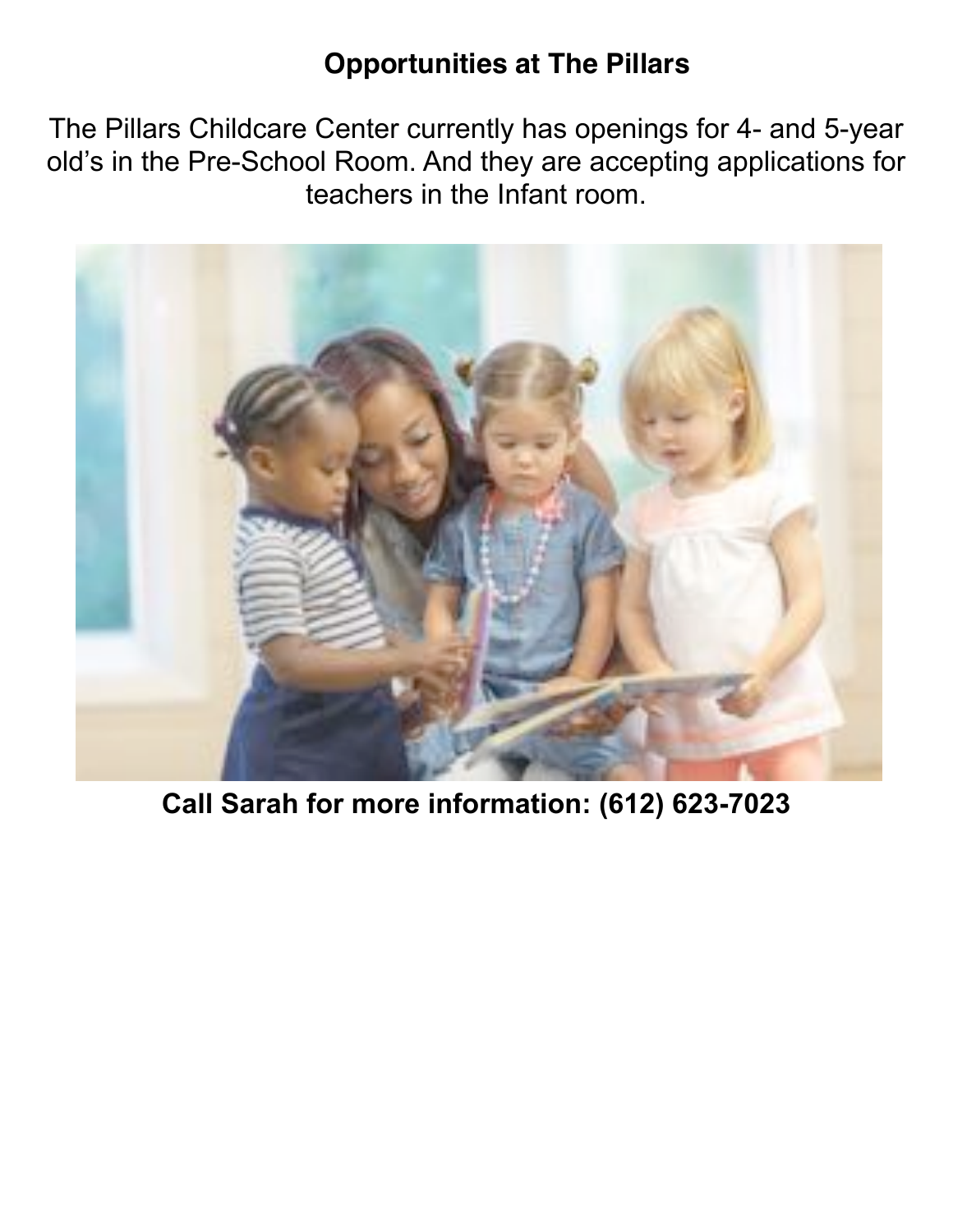# Opportunities at The Pillars

The Pillars Childcare Center currently has openings for 4- and 5-year old's in the Pre-School Room. And they are accepting applications for teachers in the Infant room.

**Call Sarah for more information: (612) 623-7023**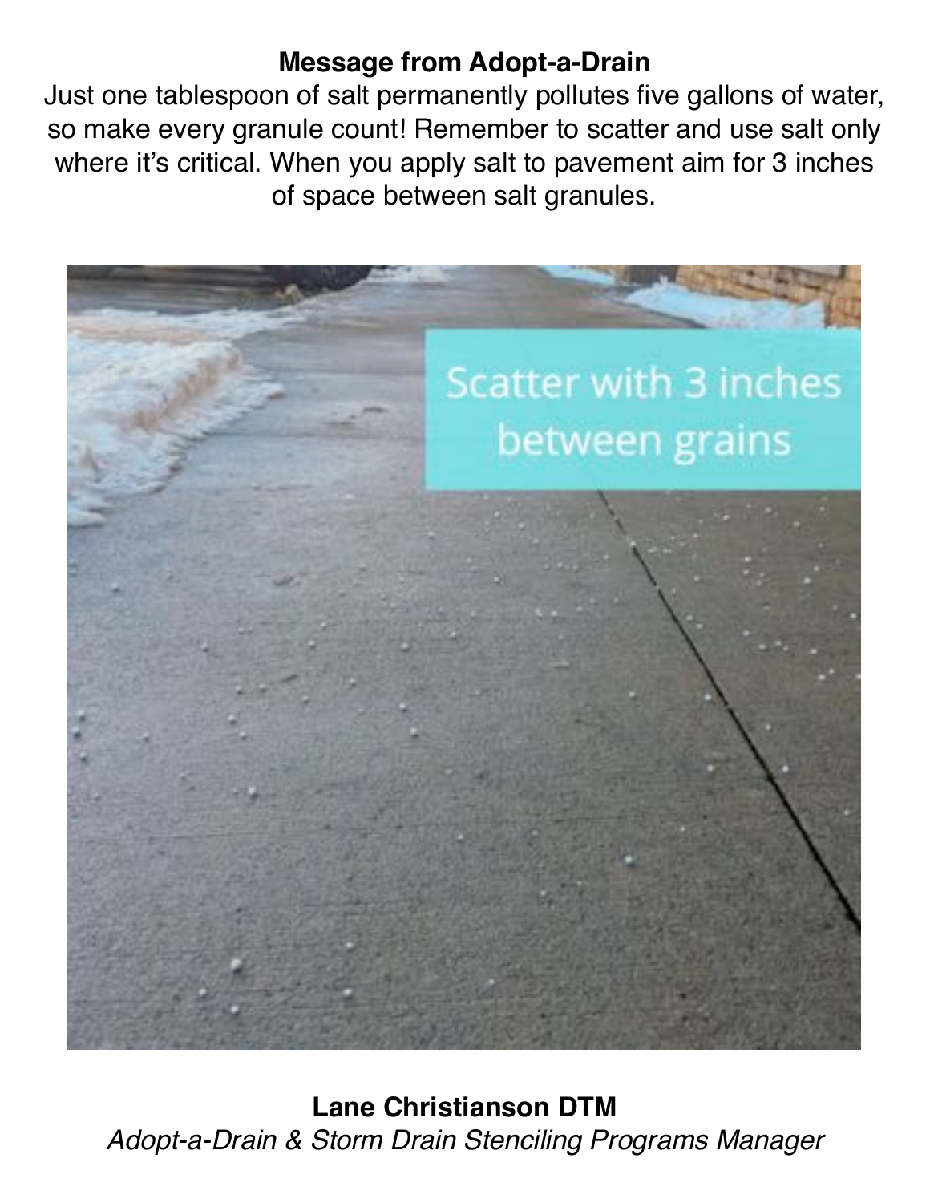**Message from Adopt-a-Drain**

Just one tablespoon of salt permanently pollutes five gallons of water, so make every granule count! Remember to scatter and use salt only where it's critical. When you apply salt to pavement aim for 3 inches of space between salt granules.

Scatter with 3 inches between grains

**Lane Christianson DTM**

*Adopt-a-Drain & Storm Drain Stenciling Programs Manager*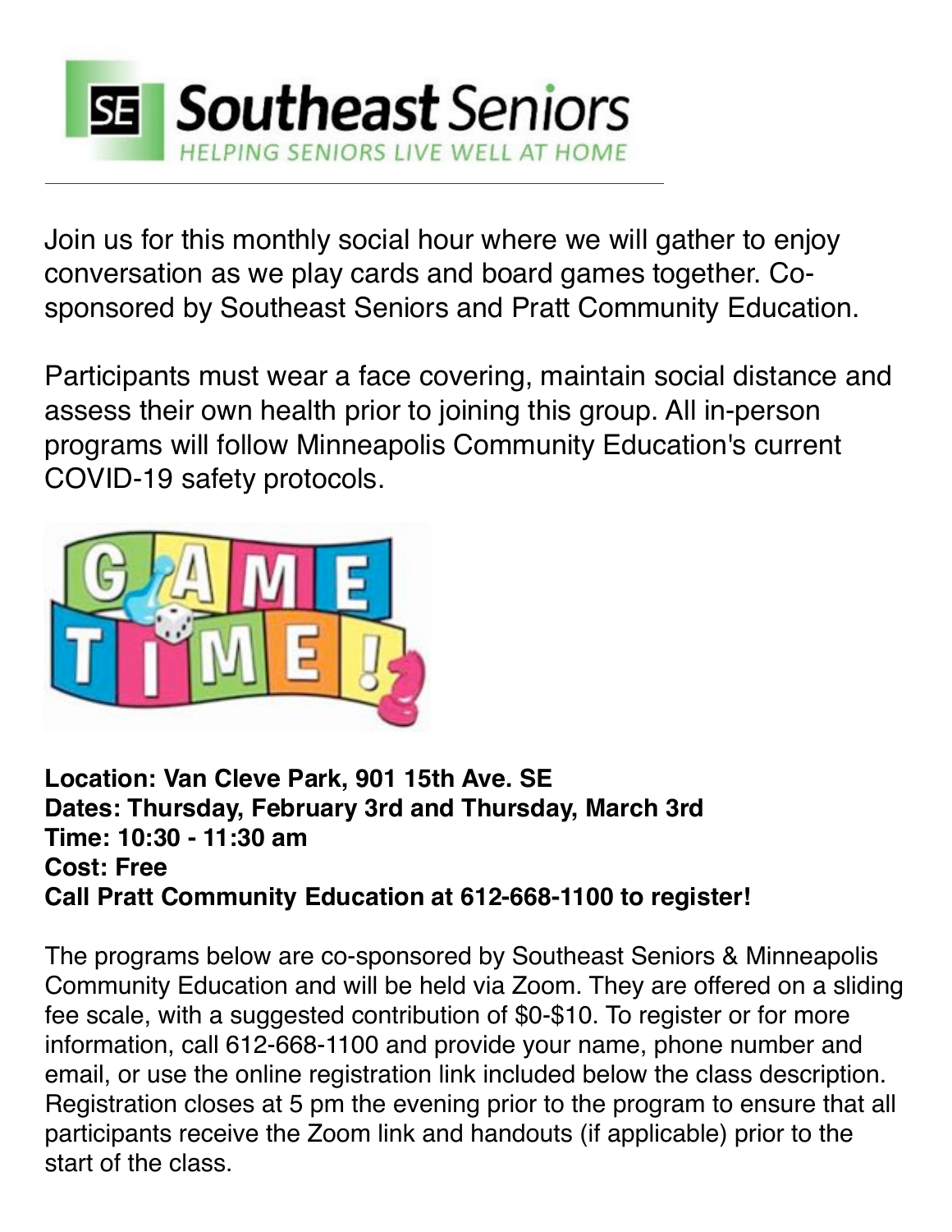# Southeast Seniors

HELPING SENIORS LIVE WELL AT HOME

---

Join us for this monthly social hour where we will gather to enjoy conversation as we play cards and board games together. Co-sponsored by Southeast Seniors and Pratt Community Education.

Participants must wear a face covering, maintain social distance and assess their own health prior to joining this group. All in-person programs will follow Minneapolis Community Education's current COVID-19 safety protocols.

## GAME TIME!

**Location: Van Cleve Park, 901 15th Ave. SE**
**Dates: Thursday, February 3rd and Thursday, March 3rd**
**Time: 10:30 - 11:30 am**
**Cost: Free**
**Call Pratt Community Education at 612-668-1100 to register!**

The programs below are co-sponsored by Southeast Seniors & Minneapolis Community Education and will be held via Zoom. They are offered on a sliding fee scale, with a suggested contribution of $0-$10. To register or for more information, call 612-668-1100 and provide your name, phone number and email, or use the online registration link included below the class description. Registration closes at 5 pm the evening prior to the program to ensure that all participants receive the Zoom link and handouts (if applicable) prior to the start of the class.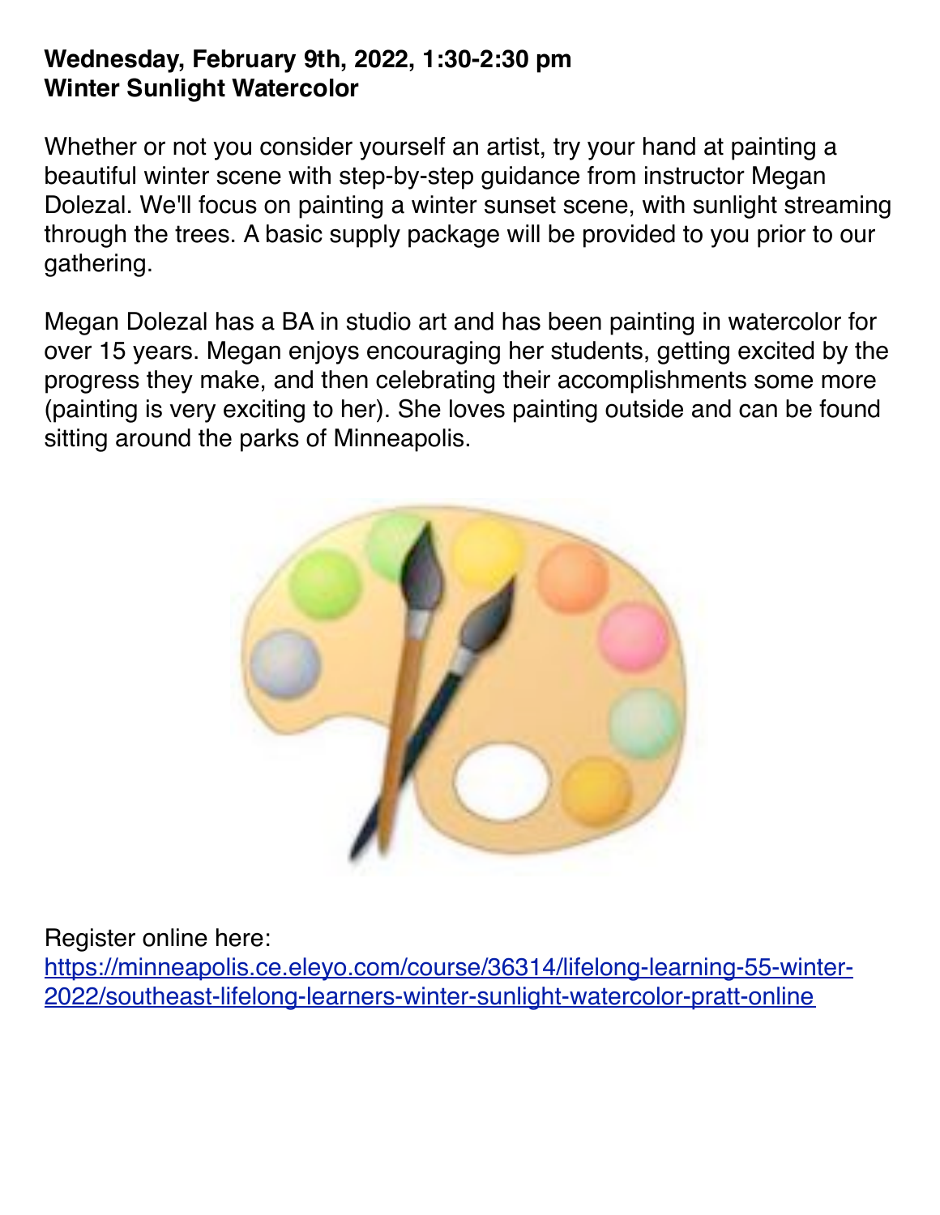**Wednesday, February 9th, 2022, 1:30-2:30 pm**
**Winter Sunlight Watercolor**

Whether or not you consider yourself an artist, try your hand at painting a beautiful winter scene with step-by-step guidance from instructor Megan Dolezal. We'll focus on painting a winter sunset scene, with sunlight streaming through the trees. A basic supply package will be provided to you prior to our gathering.

Megan Dolezal has a BA in studio art and has been painting in watercolor for over 15 years. Megan enjoys encouraging her students, getting excited by the progress they make, and then celebrating their accomplishments some more (painting is very exciting to her). She loves painting outside and can be found sitting around the parks of Minneapolis.

Register online here:
[https://minneapolis.ce.eleyo.com/course/36314/lifelong-learning-55-winter-2022/southeast-lifelong-learners-winter-sunlight-watercolor-pratt-online](https://minneapolis.ce.eleyo.com/course/36314/lifelong-learning-55-winter-2022/southeast-lifelong-learners-winter-sunlight-watercolor-pratt-online)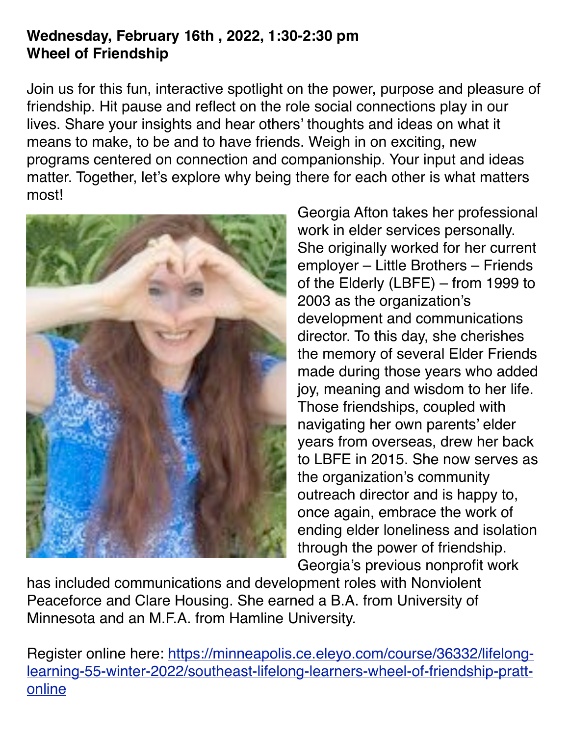**Wednesday, February 16th , 2022, 1:30-2:30 pm**
**Wheel of Friendship**

Join us for this fun, interactive spotlight on the power, purpose and pleasure of friendship. Hit pause and reflect on the role social connections play in our lives. Share your insights and hear others' thoughts and ideas on what it means to make, to be and to have friends. Weigh in on exciting, new programs centered on connection and companionship. Your input and ideas matter. Together, let's explore why being there for each other is what matters most!

Georgia Afton takes her professional work in elder services personally. She originally worked for her current employer – Little Brothers – Friends of the Elderly (LBFE) – from 1999 to 2003 as the organization's development and communications director. To this day, she cherishes the memory of several Elder Friends made during those years who added joy, meaning and wisdom to her life. Those friendships, coupled with navigating her own parents' elder years from overseas, drew her back to LBFE in 2015. She now serves as the organization's community outreach director and is happy to, once again, embrace the work of ending elder loneliness and isolation through the power of friendship. Georgia's previous nonprofit work has included communications and development roles with Nonviolent Peaceforce and Clare Housing. She earned a B.A. from University of Minnesota and an M.F.A. from Hamline University.

Register online here: [https://minneapolis.ce.eleyo.com/course/36332/lifelong-learning-55-winter-2022/southeast-lifelong-learners-wheel-of-friendship-pratt-online](https://minneapolis.ce.eleyo.com/course/36332/lifelong-learning-55-winter-2022/southeast-lifelong-learners-wheel-of-friendship-pratt-online)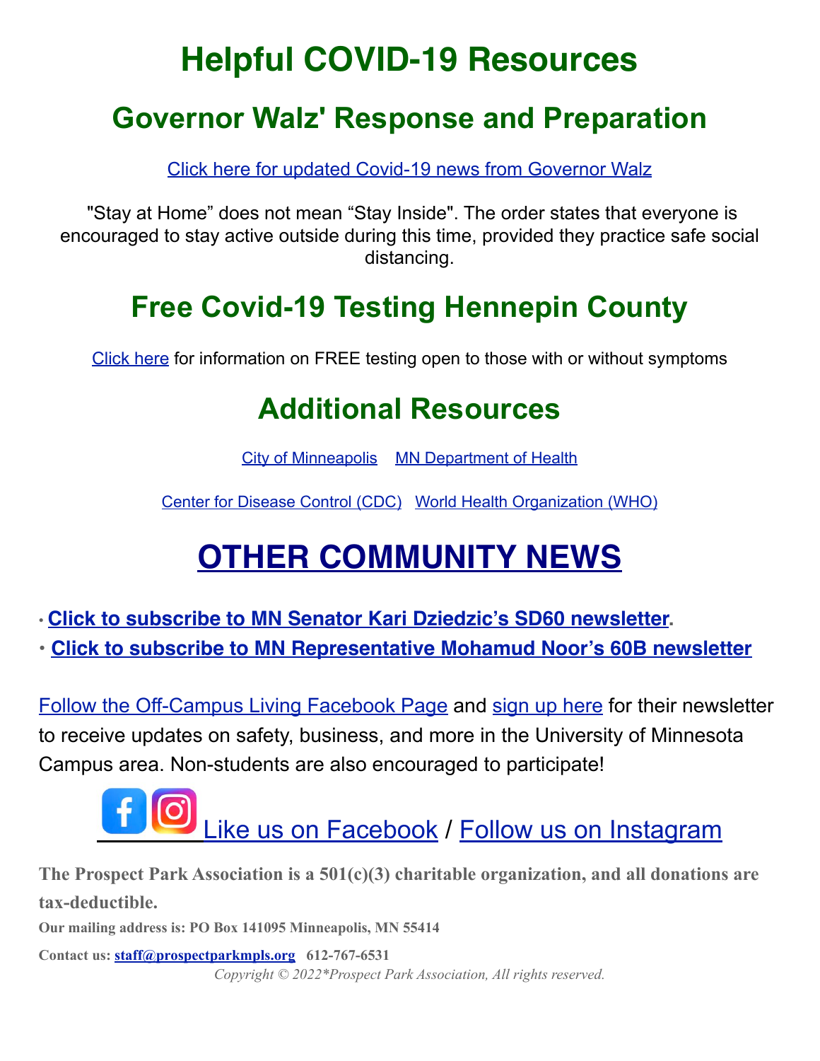# Helpful COVID-19 Resources

## Governor Walz' Response and Preparation

Click here for updated Covid-19 news from Governor Walz

"Stay at Home" does not mean "Stay Inside". The order states that everyone is encouraged to stay active outside during this time, provided they practice safe social distancing.

## Free Covid-19 Testing Hennepin County

Click here for information on FREE testing open to those with or without symptoms

## Additional Resources

City of Minneapolis    MN Department of Health

Center for Disease Control (CDC)    World Health Organization (WHO)

# OTHER COMMUNITY NEWS

- **Click to subscribe to MN Senator Kari Dziedzic's SD60 newsletter.**
- **Click to subscribe to MN Representative Mohamud Noor's 60B newsletter**

Follow the Off-Campus Living Facebook Page and sign up here for their newsletter to receive updates on safety, business, and more in the University of Minnesota Campus area. Non-students are also encouraged to participate!

Like us on Facebook / Follow us on Instagram

**The Prospect Park Association is a 501(c)(3) charitable organization, and all donations are tax-deductible.**

**Our mailing address is: PO Box 141095 Minneapolis, MN 55414**

**Contact us: staff@prospectparkmpls.org   612-767-6531**

*Copyright © 2022*Prospect Park Association, All rights reserved.*